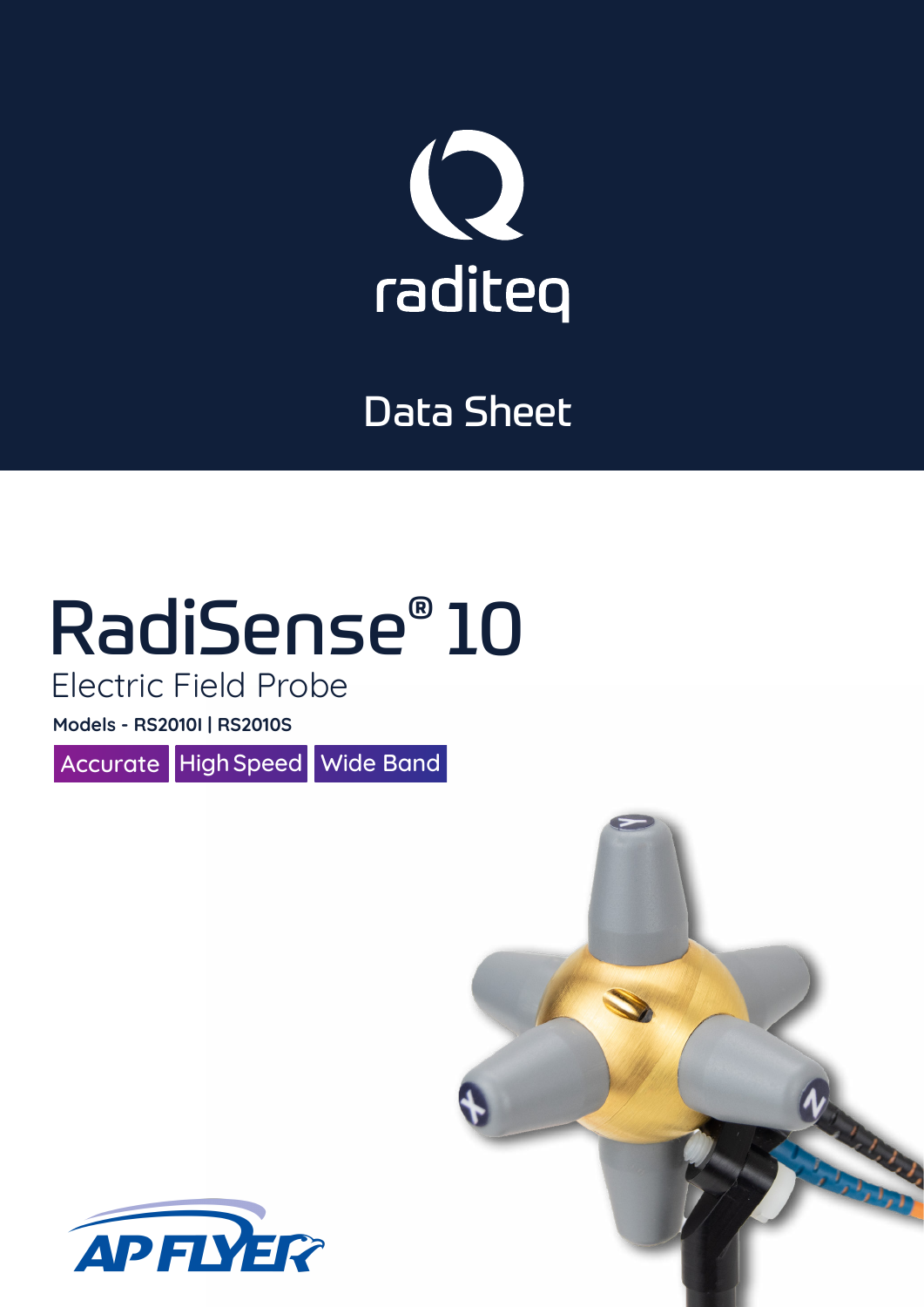raditeq

Data Sheet

# RadiSense® 10

## Electric Field Probe

**Models - RS2010I | RS2010S**

Accurate | High Speed | Wide Band

AP FLYER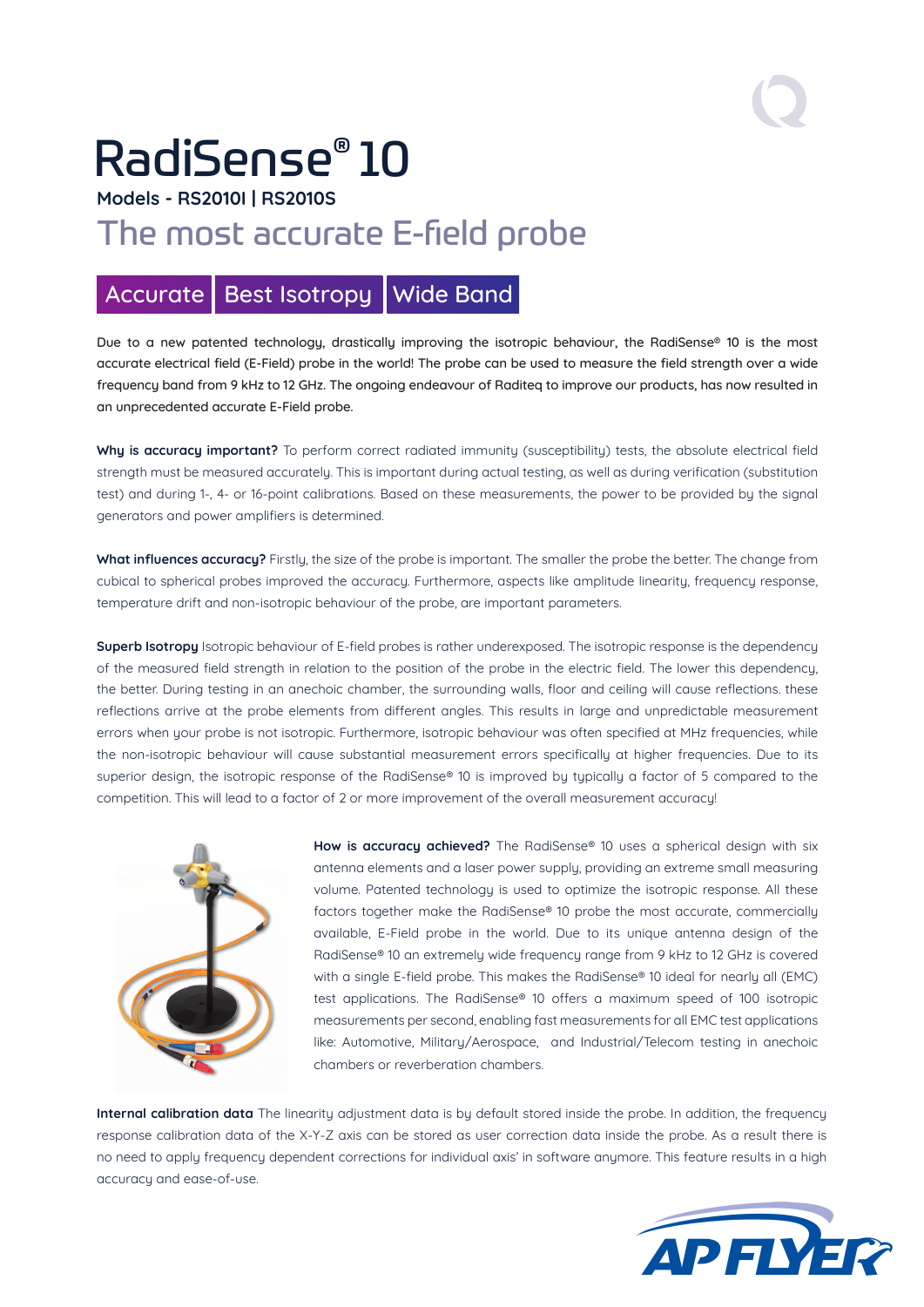# RadiSense® 10

**Models - RS2010I | RS2010S**

## The most accurate E-field probe

**Accurate** | **Best Isotropy** | **Wide Band**

Due to a new patented technology, drastically improving the isotropic behaviour, the RadiSense® 10 is the most accurate electrical field (E-Field) probe in the world! The probe can be used to measure the field strength over a wide frequency band from 9 kHz to 12 GHz. The ongoing endeavour of Raditeq to improve our products, has now resulted in an unprecedented accurate E-Field probe.

**Why is accuracy important?** To perform correct radiated immunity (susceptibility) tests, the absolute electrical field strength must be measured accurately. This is important during actual testing, as well as during verification (substitution test) and during 1-, 4- or 16-point calibrations. Based on these measurements, the power to be provided by the signal generators and power amplifiers is determined.

**What influences accuracy?** Firstly, the size of the probe is important. The smaller the probe the better. The change from cubical to spherical probes improved the accuracy. Furthermore, aspects like amplitude linearity, frequency response, temperature drift and non-isotropic behaviour of the probe, are important parameters.

**Superb Isotropy** Isotropic behaviour of E-field probes is rather underexposed. The isotropic response is the dependency of the measured field strength in relation to the position of the probe in the electric field. The lower this dependency, the better. During testing in an anechoic chamber, the surrounding walls, floor and ceiling will cause reflections. these reflections arrive at the probe elements from different angles. This results in large and unpredictable measurement errors when your probe is not isotropic. Furthermore, isotropic behaviour was often specified at MHz frequencies, while the non-isotropic behaviour will cause substantial measurement errors specifically at higher frequencies. Due to its superior design, the isotropic response of the RadiSense® 10 is improved by typically a factor of 5 compared to the competition. This will lead to a factor of 2 or more improvement of the overall measurement accuracy!

**How is accuracy achieved?** The RadiSense® 10 uses a spherical design with six antenna elements and a laser power supply, providing an extreme small measuring volume. Patented technology is used to optimize the isotropic response. All these factors together make the RadiSense® 10 probe the most accurate, commercially available, E-Field probe in the world. Due to its unique antenna design of the RadiSense® 10 an extremely wide frequency range from 9 kHz to 12 GHz is covered with a single E-field probe. This makes the RadiSense® 10 ideal for nearly all (EMC) test applications. The RadiSense® 10 offers a maximum speed of 100 isotropic measurements per second, enabling fast measurements for all EMC test applications like: Automotive, Military/Aerospace, and Industrial/Telecom testing in anechoic chambers or reverberation chambers.

**Internal calibration data** The linearity adjustment data is by default stored inside the probe. In addition, the frequency response calibration data of the X-Y-Z axis can be stored as user correction data inside the probe. As a result there is no need to apply frequency dependent corrections for individual axis' in software anymore. This feature results in a high accuracy and ease-of-use.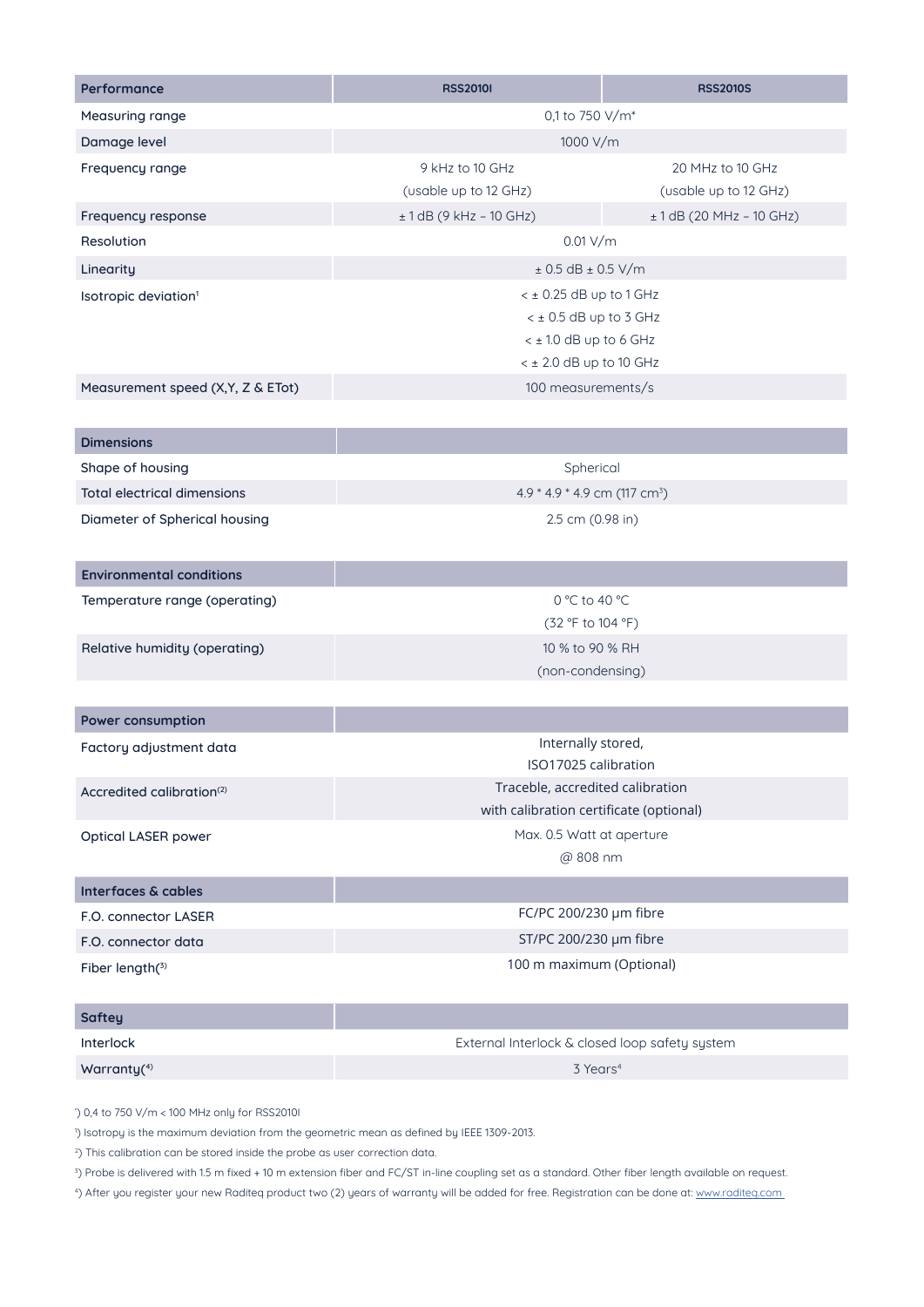| Performance | RSS2010I | RSS2010S |
|---|---|---|
| Measuring range | 0,1 to 750 V/m* | |
| Damage level | 1000 V/m | |
| Frequency range | 9 kHz to 10 GHz (usable up to 12 GHz) | 20 MHz to 10 GHz (usable up to 12 GHz) |
| Frequency response | ± 1 dB (9 kHz – 10 GHz) | ± 1 dB (20 MHz – 10 GHz) |
| Resolution | 0.01 V/m | |
| Linearity | ± 0.5 dB ± 0.5 V/m | |
| Isotropic deviation[1] | < ± 0.25 dB up to 1 GHz<br>< ± 0.5 dB up to 3 GHz<br>< ± 1.0 dB up to 6 GHz<br>< ± 2.0 dB up to 10 GHz | |
| Measurement speed (X,Y, Z & ETot) | 100 measurements/s | |

| Dimensions | |
|---|---|
| Shape of housing | Spherical |
| Total electrical dimensions | 4.9 * 4.9 * 4.9 cm (117 $cm^3$) |
| Diameter of Spherical housing | 2.5 cm (0.98 in) |

| Environmental conditions | |
|---|---|
| Temperature range (operating) | 0 °C to 40 °C<br>(32 °F to 104 °F) |
| Relative humidity (operating) | 10 % to 90 % RH<br>(non-condensing) |

| Power consumption | |
|---|---|
| Factory adjustment data | Internally stored,<br>ISO17025 calibration |
| Accredited calibration[(2)] | Traceble, accredited calibration<br>with calibration certificate (optional) |
| Optical LASER power | Max. 0.5 Watt at aperture<br>@ 808 nm |

| Interfaces & cables | |
|---|---|
| F.O. connector LASER | FC/PC 200/230 µm fibre |
| F.O. connector data | ST/PC 200/230 µm fibre |
| Fiber length[(3)] | 100 m maximum (Optional) |

| Saftey | |
|---|---|
| Interlock | External Interlock & closed loop safety system |
| Warranty[(4)] | 3 Years[4] |

*) 0,4 to 750 V/m < 100 MHz only for RSS2010I

[1]) Isotropy is the maximum deviation from the geometric mean as defined by IEEE 1309-2013.

[2]) This calibration can be stored inside the probe as user correction data.

[3]) Probe is delivered with 1.5 m fixed + 10 m extension fiber and FC/ST in-line coupling set as a standard. Other fiber length available on request.

[4]) After you register your new Raditeq product two (2) years of warranty will be added for free. Registration can be done at: www.raditeq.com